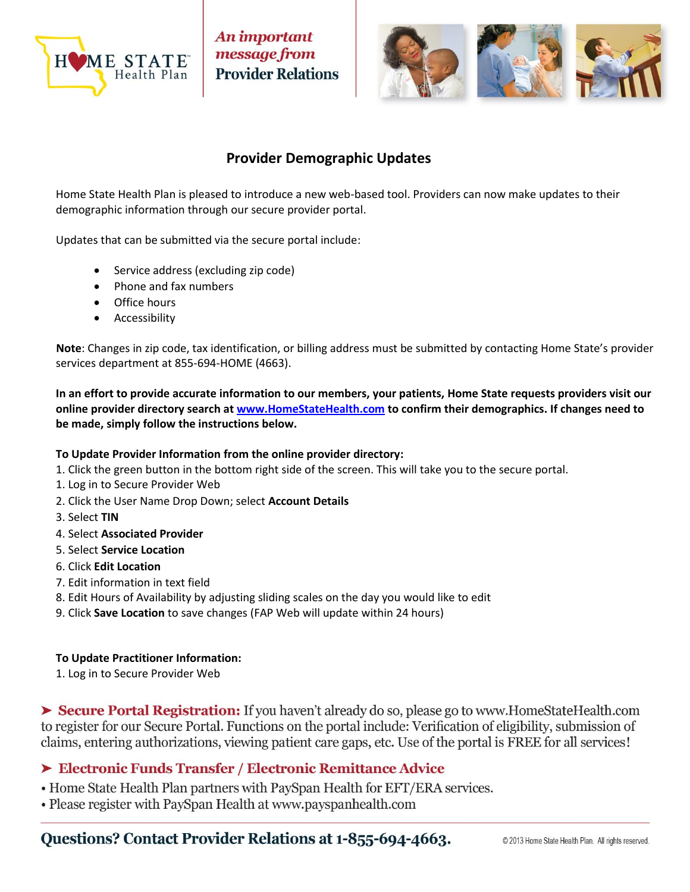HOME STATE Health Plan

*An important message from* **Provider Relations**

## Provider Demographic Updates

Home State Health Plan is pleased to introduce a new web-based tool. Providers can now make updates to their demographic information through our secure provider portal.

Updates that can be submitted via the secure portal include:

- Service address (excluding zip code)
- Phone and fax numbers
- Office hours
- Accessibility

**Note**: Changes in zip code, tax identification, or billing address must be submitted by contacting Home State's provider services department at 855-694-HOME (4663).

**In an effort to provide accurate information to our members, your patients, Home State requests providers visit our online provider directory search at www.HomeStateHealth.com to confirm their demographics. If changes need to be made, simply follow the instructions below.**

**To Update Provider Information from the online provider directory:**

1. Click the green button in the bottom right side of the screen. This will take you to the secure portal.
1. Log in to Secure Provider Web
2. Click the User Name Drop Down; select **Account Details**
3. Select **TIN**
4. Select **Associated Provider**
5. Select **Service Location**
6. Click **Edit Location**
7. Edit information in text field
8. Edit Hours of Availability by adjusting sliding scales on the day you would like to edit
9. Click **Save Location** to save changes (FAP Web will update within 24 hours)

**To Update Practitioner Information:**

1. Log in to Secure Provider Web

➤ **Secure Portal Registration:** If you haven't already do so, please go to www.HomeStateHealth.com to register for our Secure Portal. Functions on the portal include: Verification of eligibility, submission of claims, entering authorizations, viewing patient care gaps, etc. Use of the portal is FREE for all services!

➤ **Electronic Funds Transfer / Electronic Remittance Advice**

- Home State Health Plan partners with PaySpan Health for EFT/ERA services.
- Please register with PaySpan Health at www.payspanhealth.com

**Questions? Contact Provider Relations at 1-855-694-4663.**

© 2013 Home State Health Plan. All rights reserved.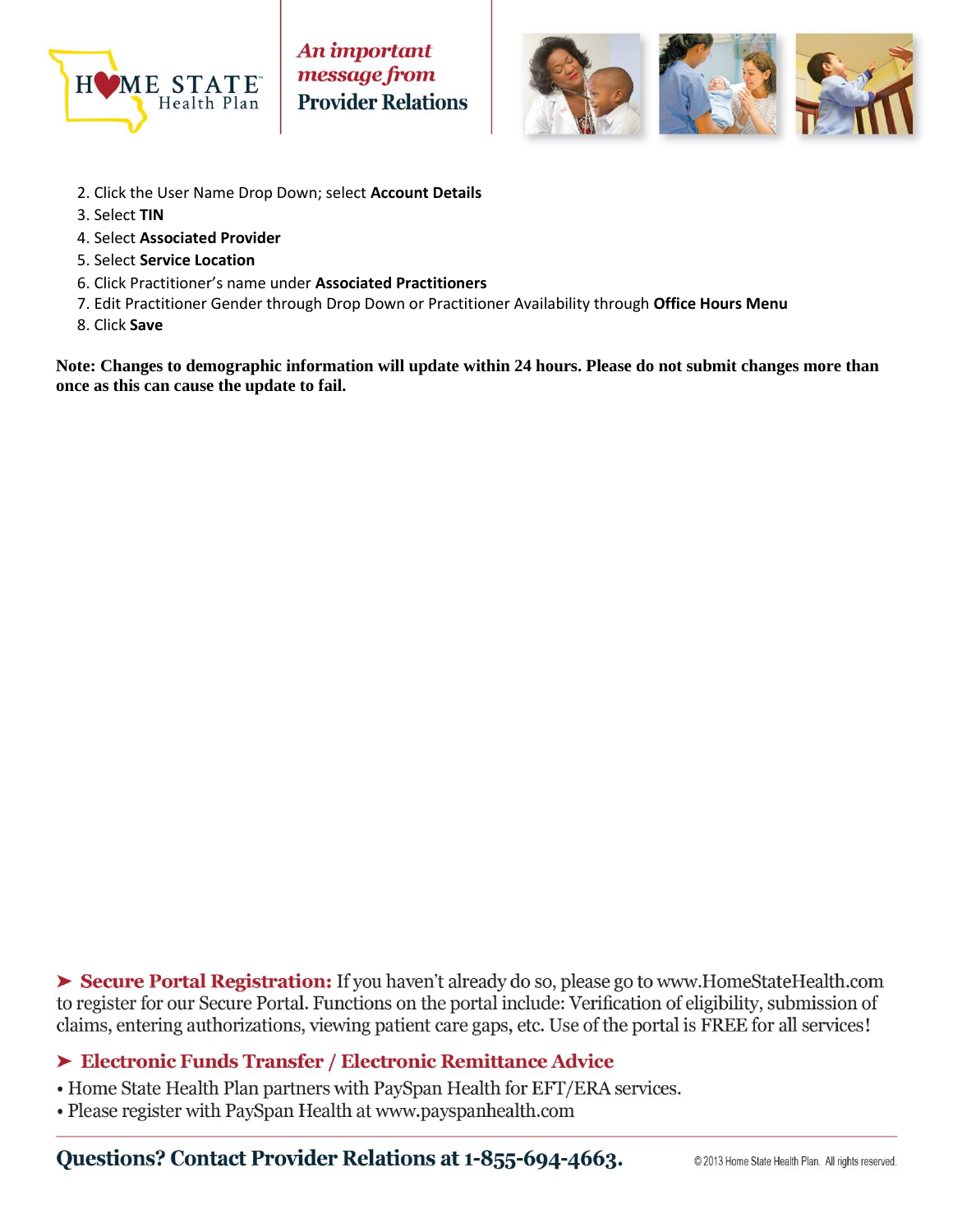2. Click the User Name Drop Down; select **Account Details**
3. Select **TIN**
4. Select **Associated Provider**
5. Select **Service Location**
6. Click Practitioner's name under **Associated Practitioners**
7. Edit Practitioner Gender through Drop Down or Practitioner Availability through **Office Hours Menu**
8. Click **Save**

**Note: Changes to demographic information will update within 24 hours. Please do not submit changes more than once as this can cause the update to fail.**

➤ **Secure Portal Registration:** If you haven't already do so, please go to www.HomeStateHealth.com to register for our Secure Portal. Functions on the portal include: Verification of eligibility, submission of claims, entering authorizations, viewing patient care gaps, etc. Use of the portal is FREE for all services!

➤ **Electronic Funds Transfer / Electronic Remittance Advice**

- Home State Health Plan partners with PaySpan Health for EFT/ERA services.
- Please register with PaySpan Health at www.payspanhealth.com

**Questions? Contact Provider Relations at 1-855-694-4663.**

© 2013 Home State Health Plan. All rights reserved.